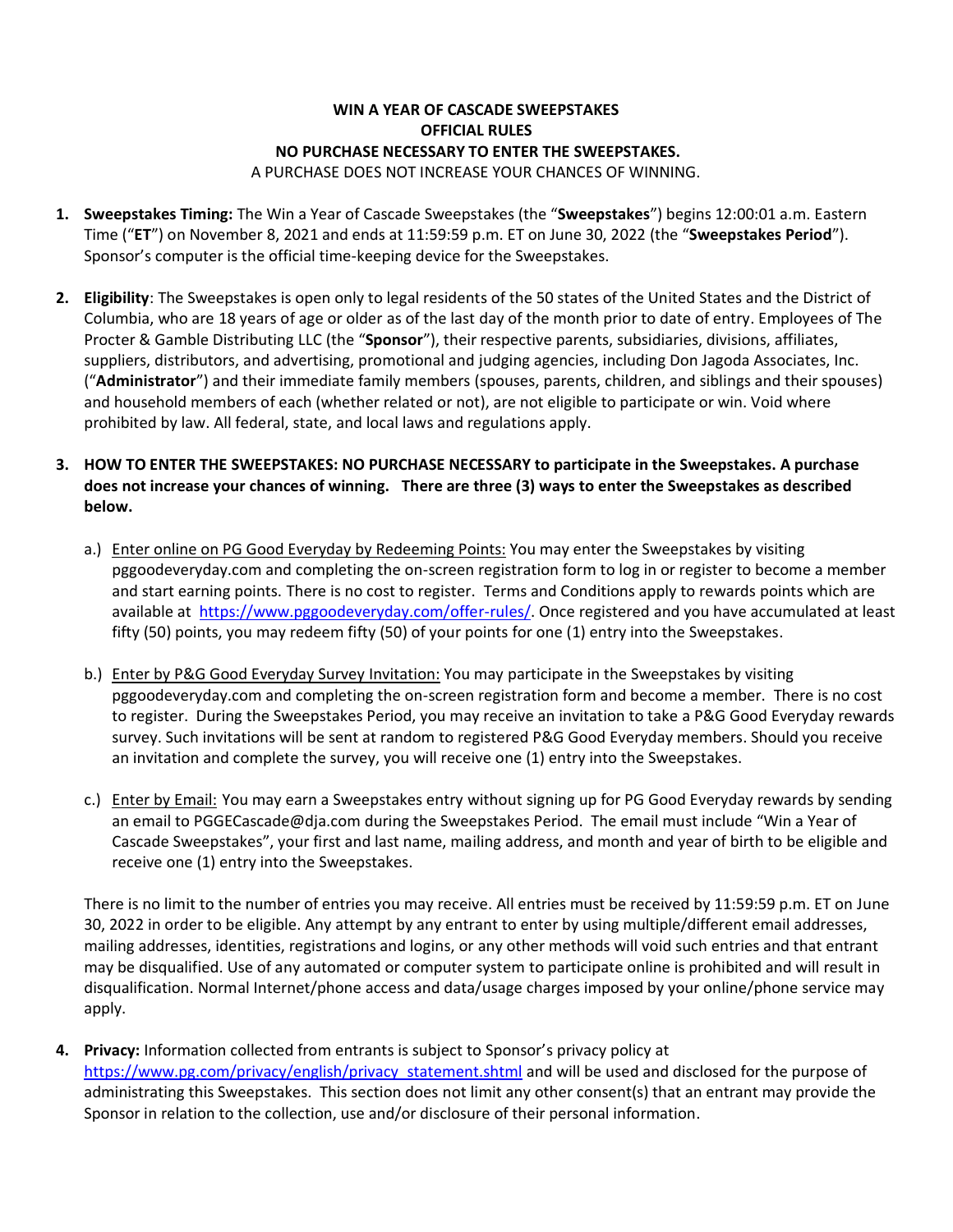# WIN A YEAR OF CASCADE SWEEPSTAKES
## OFFICIAL RULES
## NO PURCHASE NECESSARY TO ENTER THE SWEEPSTAKES.

A PURCHASE DOES NOT INCREASE YOUR CHANCES OF WINNING.

1. **Sweepstakes Timing:** The Win a Year of Cascade Sweepstakes (the "**Sweepstakes**") begins 12:00:01 a.m. Eastern Time ("**ET**") on November 8, 2021 and ends at 11:59:59 p.m. ET on June 30, 2022 (the "**Sweepstakes Period**"). Sponsor's computer is the official time-keeping device for the Sweepstakes.

2. **Eligibility**: The Sweepstakes is open only to legal residents of the 50 states of the United States and the District of Columbia, who are 18 years of age or older as of the last day of the month prior to date of entry. Employees of The Procter & Gamble Distributing LLC (the "**Sponsor**"), their respective parents, subsidiaries, divisions, affiliates, suppliers, distributors, and advertising, promotional and judging agencies, including Don Jagoda Associates, Inc. ("**Administrator**") and their immediate family members (spouses, parents, children, and siblings and their spouses) and household members of each (whether related or not), are not eligible to participate or win. Void where prohibited by law. All federal, state, and local laws and regulations apply.

3. **HOW TO ENTER THE SWEEPSTAKES: NO PURCHASE NECESSARY to participate in the Sweepstakes. A purchase does not increase your chances of winning. There are three (3) ways to enter the Sweepstakes as described below.**

   a.) Enter online on PG Good Everyday by Redeeming Points: You may enter the Sweepstakes by visiting pggoodeveryday.com and completing the on-screen registration form to log in or register to become a member and start earning points. There is no cost to register. Terms and Conditions apply to rewards points which are available at https://www.pggoodeveryday.com/offer-rules/. Once registered and you have accumulated at least fifty (50) points, you may redeem fifty (50) of your points for one (1) entry into the Sweepstakes.

   b.) Enter by P&G Good Everyday Survey Invitation: You may participate in the Sweepstakes by visiting pggoodeveryday.com and completing the on-screen registration form and become a member. There is no cost to register. During the Sweepstakes Period, you may receive an invitation to take a P&G Good Everyday rewards survey. Such invitations will be sent at random to registered P&G Good Everyday members. Should you receive an invitation and complete the survey, you will receive one (1) entry into the Sweepstakes.

   c.) Enter by Email: You may earn a Sweepstakes entry without signing up for PG Good Everyday rewards by sending an email to PGGECascade@dja.com during the Sweepstakes Period. The email must include "Win a Year of Cascade Sweepstakes", your first and last name, mailing address, and month and year of birth to be eligible and receive one (1) entry into the Sweepstakes.

   There is no limit to the number of entries you may receive. All entries must be received by 11:59:59 p.m. ET on June 30, 2022 in order to be eligible. Any attempt by any entrant to enter by using multiple/different email addresses, mailing addresses, identities, registrations and logins, or any other methods will void such entries and that entrant may be disqualified. Use of any automated or computer system to participate online is prohibited and will result in disqualification. Normal Internet/phone access and data/usage charges imposed by your online/phone service may apply.

4. **Privacy:** Information collected from entrants is subject to Sponsor's privacy policy at https://www.pg.com/privacy/english/privacy_statement.shtml and will be used and disclosed for the purpose of administrating this Sweepstakes. This section does not limit any other consent(s) that an entrant may provide the Sponsor in relation to the collection, use and/or disclosure of their personal information.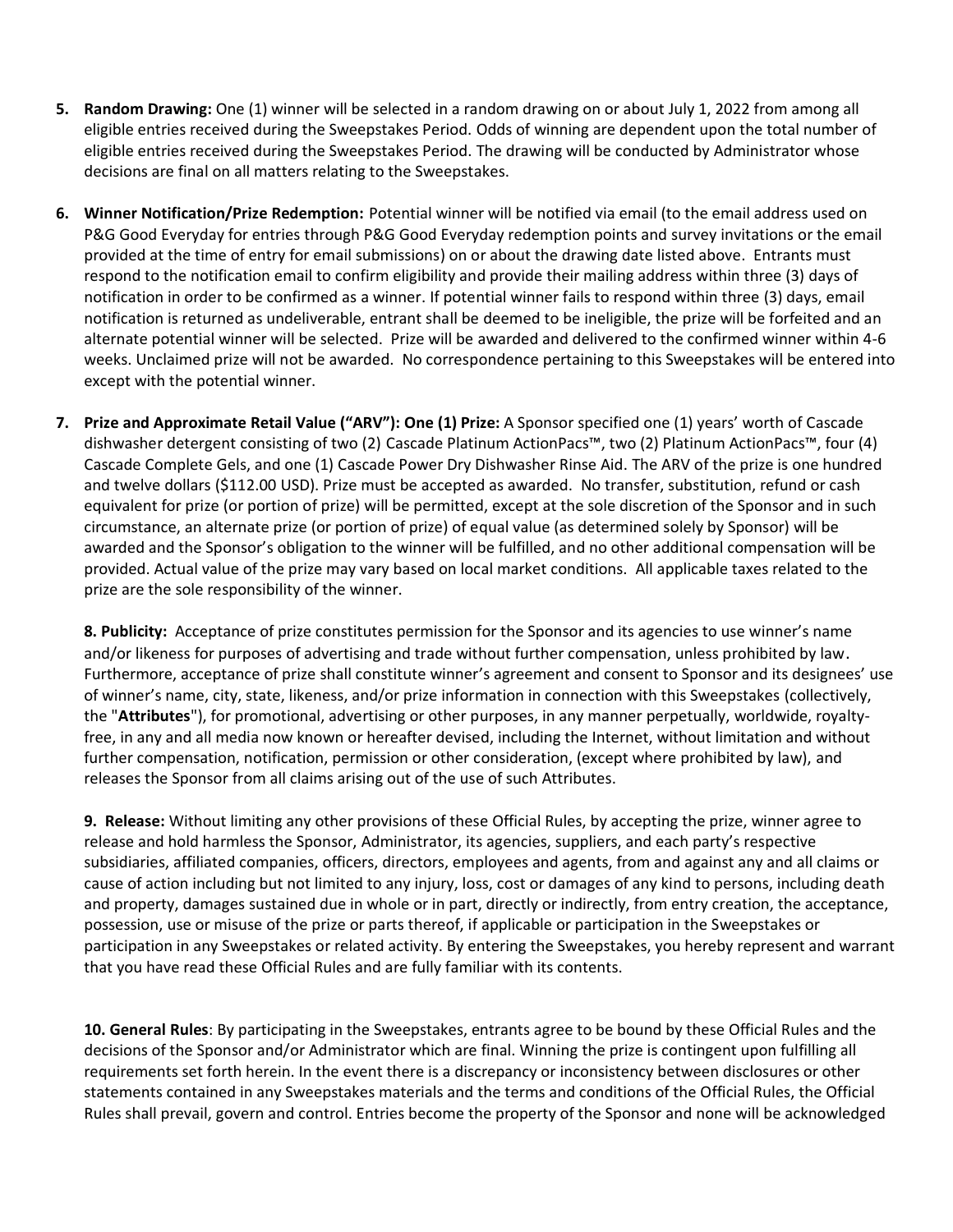5. **Random Drawing:** One (1) winner will be selected in a random drawing on or about July 1, 2022 from among all eligible entries received during the Sweepstakes Period. Odds of winning are dependent upon the total number of eligible entries received during the Sweepstakes Period. The drawing will be conducted by Administrator whose decisions are final on all matters relating to the Sweepstakes.

6. **Winner Notification/Prize Redemption:** Potential winner will be notified via email (to the email address used on P&G Good Everyday for entries through P&G Good Everyday redemption points and survey invitations or the email provided at the time of entry for email submissions) on or about the drawing date listed above. Entrants must respond to the notification email to confirm eligibility and provide their mailing address within three (3) days of notification in order to be confirmed as a winner. If potential winner fails to respond within three (3) days, email notification is returned as undeliverable, entrant shall be deemed to be ineligible, the prize will be forfeited and an alternate potential winner will be selected. Prize will be awarded and delivered to the confirmed winner within 4-6 weeks. Unclaimed prize will not be awarded. No correspondence pertaining to this Sweepstakes will be entered into except with the potential winner.

7. **Prize and Approximate Retail Value ("ARV"): One (1) Prize:** A Sponsor specified one (1) years' worth of Cascade dishwasher detergent consisting of two (2) Cascade Platinum ActionPacs™, two (2) Platinum ActionPacs™, four (4) Cascade Complete Gels, and one (1) Cascade Power Dry Dishwasher Rinse Aid. The ARV of the prize is one hundred and twelve dollars ($112.00 USD). Prize must be accepted as awarded. No transfer, substitution, refund or cash equivalent for prize (or portion of prize) will be permitted, except at the sole discretion of the Sponsor and in such circumstance, an alternate prize (or portion of prize) of equal value (as determined solely by Sponsor) will be awarded and the Sponsor's obligation to the winner will be fulfilled, and no other additional compensation will be provided. Actual value of the prize may vary based on local market conditions. All applicable taxes related to the prize are the sole responsibility of the winner.

**8. Publicity:** Acceptance of prize constitutes permission for the Sponsor and its agencies to use winner's name and/or likeness for purposes of advertising and trade without further compensation, unless prohibited by law. Furthermore, acceptance of prize shall constitute winner's agreement and consent to Sponsor and its designees' use of winner's name, city, state, likeness, and/or prize information in connection with this Sweepstakes (collectively, the "**Attributes**"), for promotional, advertising or other purposes, in any manner perpetually, worldwide, royalty-free, in any and all media now known or hereafter devised, including the Internet, without limitation and without further compensation, notification, permission or other consideration, (except where prohibited by law), and releases the Sponsor from all claims arising out of the use of such Attributes.

**9. Release:** Without limiting any other provisions of these Official Rules, by accepting the prize, winner agree to release and hold harmless the Sponsor, Administrator, its agencies, suppliers, and each party's respective subsidiaries, affiliated companies, officers, directors, employees and agents, from and against any and all claims or cause of action including but not limited to any injury, loss, cost or damages of any kind to persons, including death and property, damages sustained due in whole or in part, directly or indirectly, from entry creation, the acceptance, possession, use or misuse of the prize or parts thereof, if applicable or participation in the Sweepstakes or participation in any Sweepstakes or related activity. By entering the Sweepstakes, you hereby represent and warrant that you have read these Official Rules and are fully familiar with its contents.

**10. General Rules**: By participating in the Sweepstakes, entrants agree to be bound by these Official Rules and the decisions of the Sponsor and/or Administrator which are final. Winning the prize is contingent upon fulfilling all requirements set forth herein. In the event there is a discrepancy or inconsistency between disclosures or other statements contained in any Sweepstakes materials and the terms and conditions of the Official Rules, the Official Rules shall prevail, govern and control. Entries become the property of the Sponsor and none will be acknowledged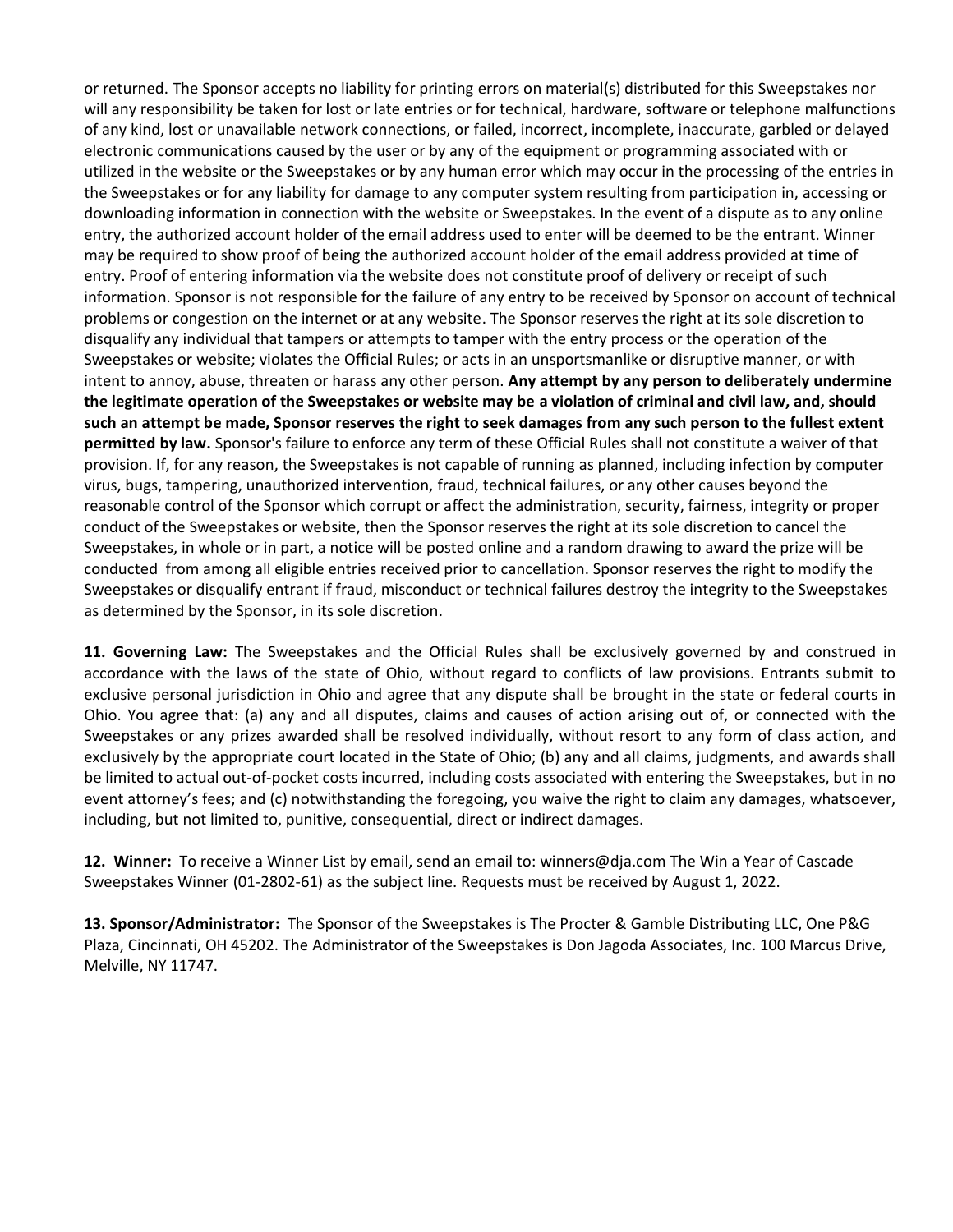or returned. The Sponsor accepts no liability for printing errors on material(s) distributed for this Sweepstakes nor will any responsibility be taken for lost or late entries or for technical, hardware, software or telephone malfunctions of any kind, lost or unavailable network connections, or failed, incorrect, incomplete, inaccurate, garbled or delayed electronic communications caused by the user or by any of the equipment or programming associated with or utilized in the website or the Sweepstakes or by any human error which may occur in the processing of the entries in the Sweepstakes or for any liability for damage to any computer system resulting from participation in, accessing or downloading information in connection with the website or Sweepstakes. In the event of a dispute as to any online entry, the authorized account holder of the email address used to enter will be deemed to be the entrant. Winner may be required to show proof of being the authorized account holder of the email address provided at time of entry. Proof of entering information via the website does not constitute proof of delivery or receipt of such information. Sponsor is not responsible for the failure of any entry to be received by Sponsor on account of technical problems or congestion on the internet or at any website. The Sponsor reserves the right at its sole discretion to disqualify any individual that tampers or attempts to tamper with the entry process or the operation of the Sweepstakes or website; violates the Official Rules; or acts in an unsportsmanlike or disruptive manner, or with intent to annoy, abuse, threaten or harass any other person. **Any attempt by any person to deliberately undermine the legitimate operation of the Sweepstakes or website may be a violation of criminal and civil law, and, should such an attempt be made, Sponsor reserves the right to seek damages from any such person to the fullest extent permitted by law.** Sponsor's failure to enforce any term of these Official Rules shall not constitute a waiver of that provision. If, for any reason, the Sweepstakes is not capable of running as planned, including infection by computer virus, bugs, tampering, unauthorized intervention, fraud, technical failures, or any other causes beyond the reasonable control of the Sponsor which corrupt or affect the administration, security, fairness, integrity or proper conduct of the Sweepstakes or website, then the Sponsor reserves the right at its sole discretion to cancel the Sweepstakes, in whole or in part, a notice will be posted online and a random drawing to award the prize will be conducted from among all eligible entries received prior to cancellation. Sponsor reserves the right to modify the Sweepstakes or disqualify entrant if fraud, misconduct or technical failures destroy the integrity to the Sweepstakes as determined by the Sponsor, in its sole discretion.

**11. Governing Law:** The Sweepstakes and the Official Rules shall be exclusively governed by and construed in accordance with the laws of the state of Ohio, without regard to conflicts of law provisions. Entrants submit to exclusive personal jurisdiction in Ohio and agree that any dispute shall be brought in the state or federal courts in Ohio. You agree that: (a) any and all disputes, claims and causes of action arising out of, or connected with the Sweepstakes or any prizes awarded shall be resolved individually, without resort to any form of class action, and exclusively by the appropriate court located in the State of Ohio; (b) any and all claims, judgments, and awards shall be limited to actual out-of-pocket costs incurred, including costs associated with entering the Sweepstakes, but in no event attorney's fees; and (c) notwithstanding the foregoing, you waive the right to claim any damages, whatsoever, including, but not limited to, punitive, consequential, direct or indirect damages.

**12. Winner:** To receive a Winner List by email, send an email to: winners@dja.com The Win a Year of Cascade Sweepstakes Winner (01-2802-61) as the subject line. Requests must be received by August 1, 2022.

**13. Sponsor/Administrator:** The Sponsor of the Sweepstakes is The Procter & Gamble Distributing LLC, One P&G Plaza, Cincinnati, OH 45202. The Administrator of the Sweepstakes is Don Jagoda Associates, Inc. 100 Marcus Drive, Melville, NY 11747.